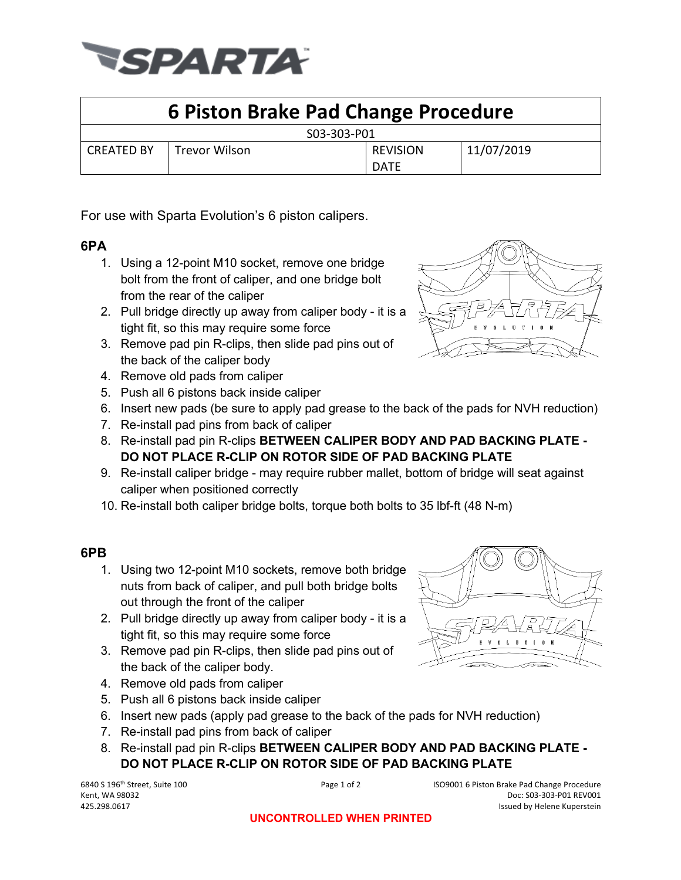# 6 Piston Brake Pad Change Procedure

| S03-303-P01 | | | |
|---|---|---|---|
| CREATED BY | Trevor Wilson | REVISION DATE | 11/07/2019 |

For use with Sparta Evolution's 6 piston calipers.

### 6PA

1. Using a 12-point M10 socket, remove one bridge bolt from the front of caliper, and one bridge bolt from the rear of the caliper
2. Pull bridge directly up away from caliper body - it is a tight fit, so this may require some force
3. Remove pad pin R-clips, then slide pad pins out of the back of the caliper body
4. Remove old pads from caliper
5. Push all 6 pistons back inside caliper
6. Insert new pads (be sure to apply pad grease to the back of the pads for NVH reduction)
7. Re-install pad pins from back of caliper
8. Re-install pad pin R-clips **BETWEEN CALIPER BODY AND PAD BACKING PLATE - DO NOT PLACE R-CLIP ON ROTOR SIDE OF PAD BACKING PLATE**
9. Re-install caliper bridge - may require rubber mallet, bottom of bridge will seat against caliper when positioned correctly
10. Re-install both caliper bridge bolts, torque both bolts to 35 lbf-ft (48 N-m)

### 6PB

1. Using two 12-point M10 sockets, remove both bridge nuts from back of caliper, and pull both bridge bolts out through the front of the caliper
2. Pull bridge directly up away from caliper body - it is a tight fit, so this may require some force
3. Remove pad pin R-clips, then slide pad pins out of the back of the caliper body.
4. Remove old pads from caliper
5. Push all 6 pistons back inside caliper
6. Insert new pads (apply pad grease to the back of the pads for NVH reduction)
7. Re-install pad pins from back of caliper
8. Re-install pad pin R-clips **BETWEEN CALIPER BODY AND PAD BACKING PLATE - DO NOT PLACE R-CLIP ON ROTOR SIDE OF PAD BACKING PLATE**

6840 S 196th Street, Suite 100
Kent, WA 98032
425.298.0617

ISO9001 6 Piston Brake Pad Change Procedure
Doc: S03-303-P01 REV001
Issued by Helene Kuperstein

**UNCONTROLLED WHEN PRINTED**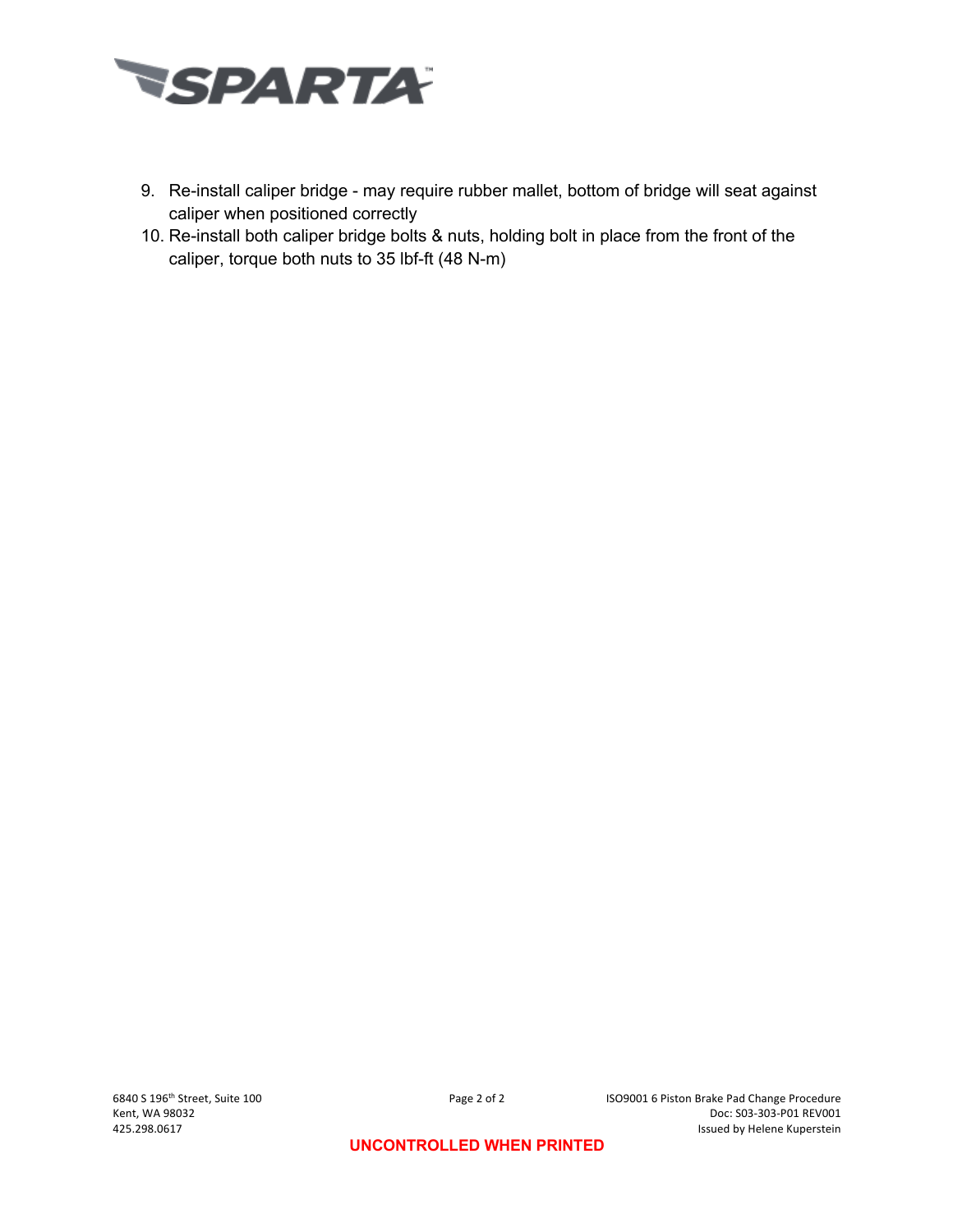9. Re-install caliper bridge - may require rubber mallet, bottom of bridge will seat against caliper when positioned correctly
10. Re-install both caliper bridge bolts & nuts, holding bolt in place from the front of the caliper, torque both nuts to 35 lbf-ft (48 N-m)